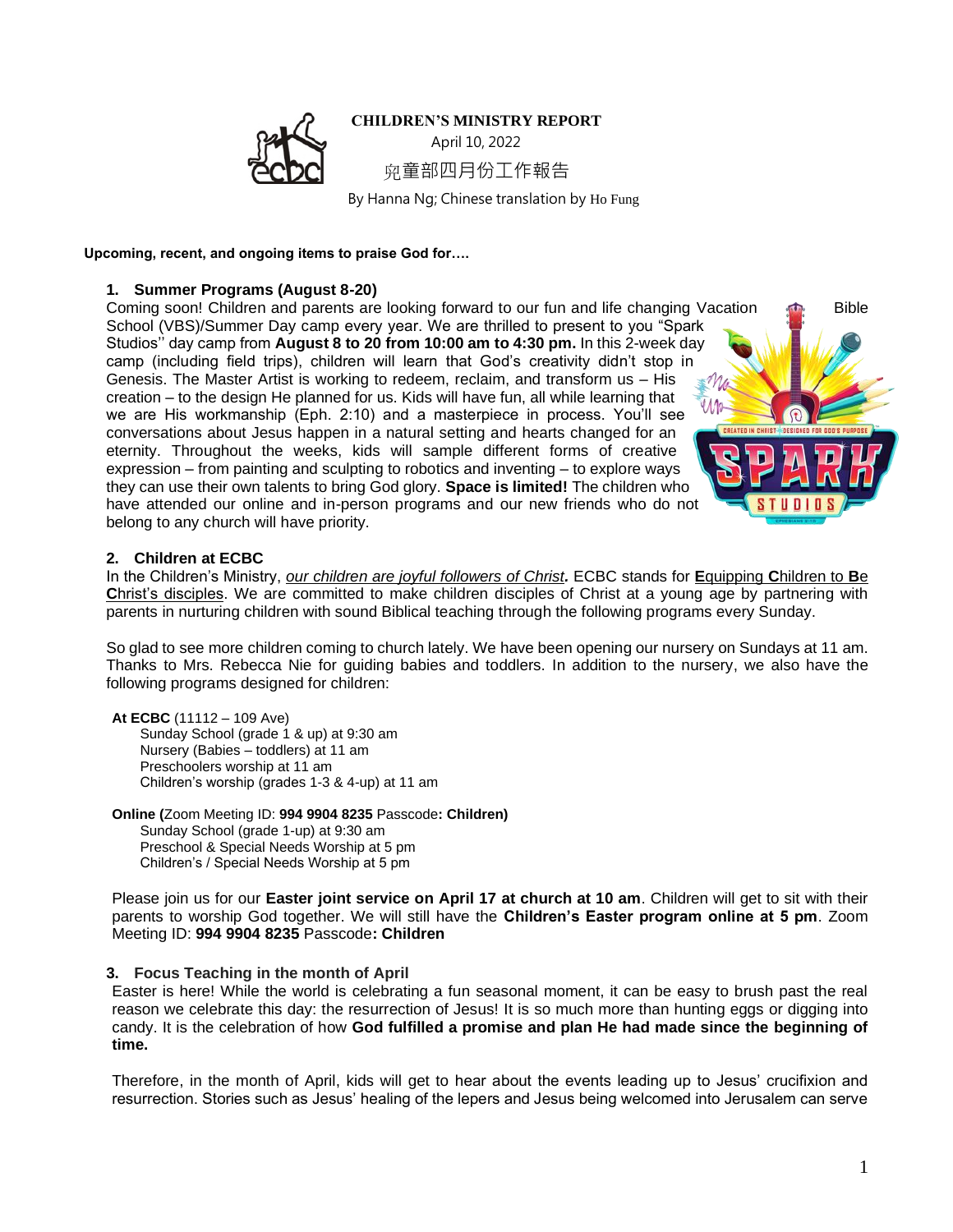# CHILDREN'S MINISTRY REPORT

April 10, 2022

兒童部四月份工作報告

By Hanna Ng; Chinese translation by Ho Fung

**Upcoming, recent, and ongoing items to praise God for….**

## 1. Summer Programs (August 8-20)

Coming soon! Children and parents are looking forward to our fun and life changing Vacation Bible School (VBS)/Summer Day camp every year. We are thrilled to present to you "Spark Studios'' day camp from **August 8 to 20 from 10:00 am to 4:30 pm.** In this 2-week day camp (including field trips), children will learn that God's creativity didn't stop in Genesis. The Master Artist is working to redeem, reclaim, and transform us – His creation – to the design He planned for us. Kids will have fun, all while learning that we are His workmanship (Eph. 2:10) and a masterpiece in process. You'll see conversations about Jesus happen in a natural setting and hearts changed for an eternity. Throughout the weeks, kids will sample different forms of creative expression – from painting and sculpting to robotics and inventing – to explore ways they can use their own talents to bring God glory. **Space is limited!** The children who have attended our online and in-person programs and our new friends who do not belong to any church will have priority.

## 2. Children at ECBC

In the Children's Ministry, *our children are joyful followers of Christ*. ECBC stands for **E**quipping **C**hildren to **B**e **C**hrist's disciples. We are committed to make children disciples of Christ at a young age by partnering with parents in nurturing children with sound Biblical teaching through the following programs every Sunday.

So glad to see more children coming to church lately. We have been opening our nursery on Sundays at 11 am. Thanks to Mrs. Rebecca Nie for guiding babies and toddlers. In addition to the nursery, we also have the following programs designed for children:

**At ECBC** (11112 – 109 Ave)
- Sunday School (grade 1 & up) at 9:30 am
- Nursery (Babies – toddlers) at 11 am
- Preschoolers worship at 11 am
- Children's worship (grades 1-3 & 4-up) at 11 am

**Online (**Zoom Meeting ID: **994 9904 8235** Passcode**: Children)**
- Sunday School (grade 1-up) at 9:30 am
- Preschool & Special Needs Worship at 5 pm
- Children's / Special Needs Worship at 5 pm

Please join us for our **Easter joint service on April 17 at church at 10 am**. Children will get to sit with their parents to worship God together. We will still have the **Children's Easter program online at 5 pm**. Zoom Meeting ID: **994 9904 8235** Passcode**: Children**

## 3. Focus Teaching in the month of April

Easter is here! While the world is celebrating a fun seasonal moment, it can be easy to brush past the real reason we celebrate this day: the resurrection of Jesus! It is so much more than hunting eggs or digging into candy. It is the celebration of how **God fulfilled a promise and plan He had made since the beginning of time.**

Therefore, in the month of April, kids will get to hear about the events leading up to Jesus' crucifixion and resurrection. Stories such as Jesus' healing of the lepers and Jesus being welcomed into Jerusalem can serve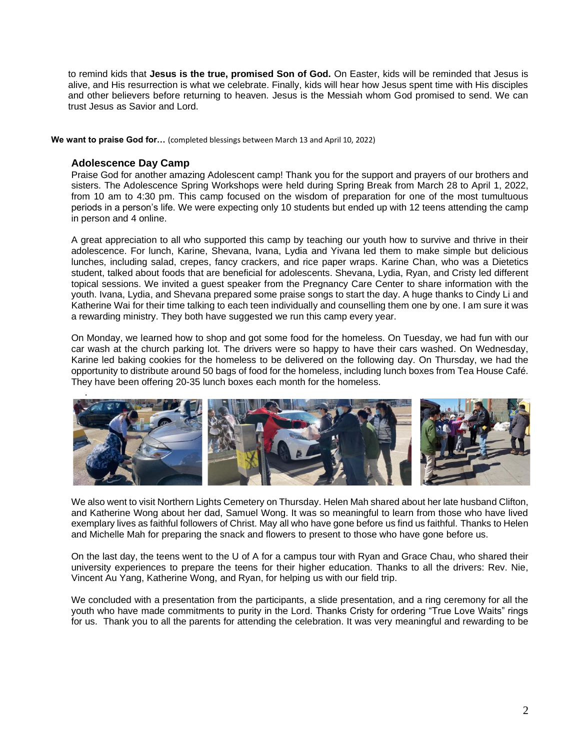to remind kids that **Jesus is the true, promised Son of God.** On Easter, kids will be reminded that Jesus is alive, and His resurrection is what we celebrate. Finally, kids will hear how Jesus spent time with His disciples and other believers before returning to heaven. Jesus is the Messiah whom God promised to send. We can trust Jesus as Savior and Lord.

**We want to praise God for…** (completed blessings between March 13 and April 10, 2022)

### Adolescence Day Camp

Praise God for another amazing Adolescent camp! Thank you for the support and prayers of our brothers and sisters. The Adolescence Spring Workshops were held during Spring Break from March 28 to April 1, 2022, from 10 am to 4:30 pm. This camp focused on the wisdom of preparation for one of the most tumultuous periods in a person's life. We were expecting only 10 students but ended up with 12 teens attending the camp in person and 4 online.

A great appreciation to all who supported this camp by teaching our youth how to survive and thrive in their adolescence. For lunch, Karine, Shevana, Ivana, Lydia and Yivana led them to make simple but delicious lunches, including salad, crepes, fancy crackers, and rice paper wraps. Karine Chan, who was a Dietetics student, talked about foods that are beneficial for adolescents. Shevana, Lydia, Ryan, and Cristy led different topical sessions. We invited a guest speaker from the Pregnancy Care Center to share information with the youth. Ivana, Lydia, and Shevana prepared some praise songs to start the day. A huge thanks to Cindy Li and Katherine Wai for their time talking to each teen individually and counselling them one by one. I am sure it was a rewarding ministry. They both have suggested we run this camp every year.

On Monday, we learned how to shop and got some food for the homeless. On Tuesday, we had fun with our car wash at the church parking lot. The drivers were so happy to have their cars washed. On Wednesday, Karine led baking cookies for the homeless to be delivered on the following day. On Thursday, we had the opportunity to distribute around 50 bags of food for the homeless, including lunch boxes from Tea House Café. They have been offering 20-35 lunch boxes each month for the homeless.

We also went to visit Northern Lights Cemetery on Thursday. Helen Mah shared about her late husband Clifton, and Katherine Wong about her dad, Samuel Wong. It was so meaningful to learn from those who have lived exemplary lives as faithful followers of Christ. May all who have gone before us find us faithful. Thanks to Helen and Michelle Mah for preparing the snack and flowers to present to those who have gone before us.

On the last day, the teens went to the U of A for a campus tour with Ryan and Grace Chau, who shared their university experiences to prepare the teens for their higher education. Thanks to all the drivers: Rev. Nie, Vincent Au Yang, Katherine Wong, and Ryan, for helping us with our field trip.

We concluded with a presentation from the participants, a slide presentation, and a ring ceremony for all the youth who have made commitments to purity in the Lord. Thanks Cristy for ordering "True Love Waits" rings for us. Thank you to all the parents for attending the celebration. It was very meaningful and rewarding to be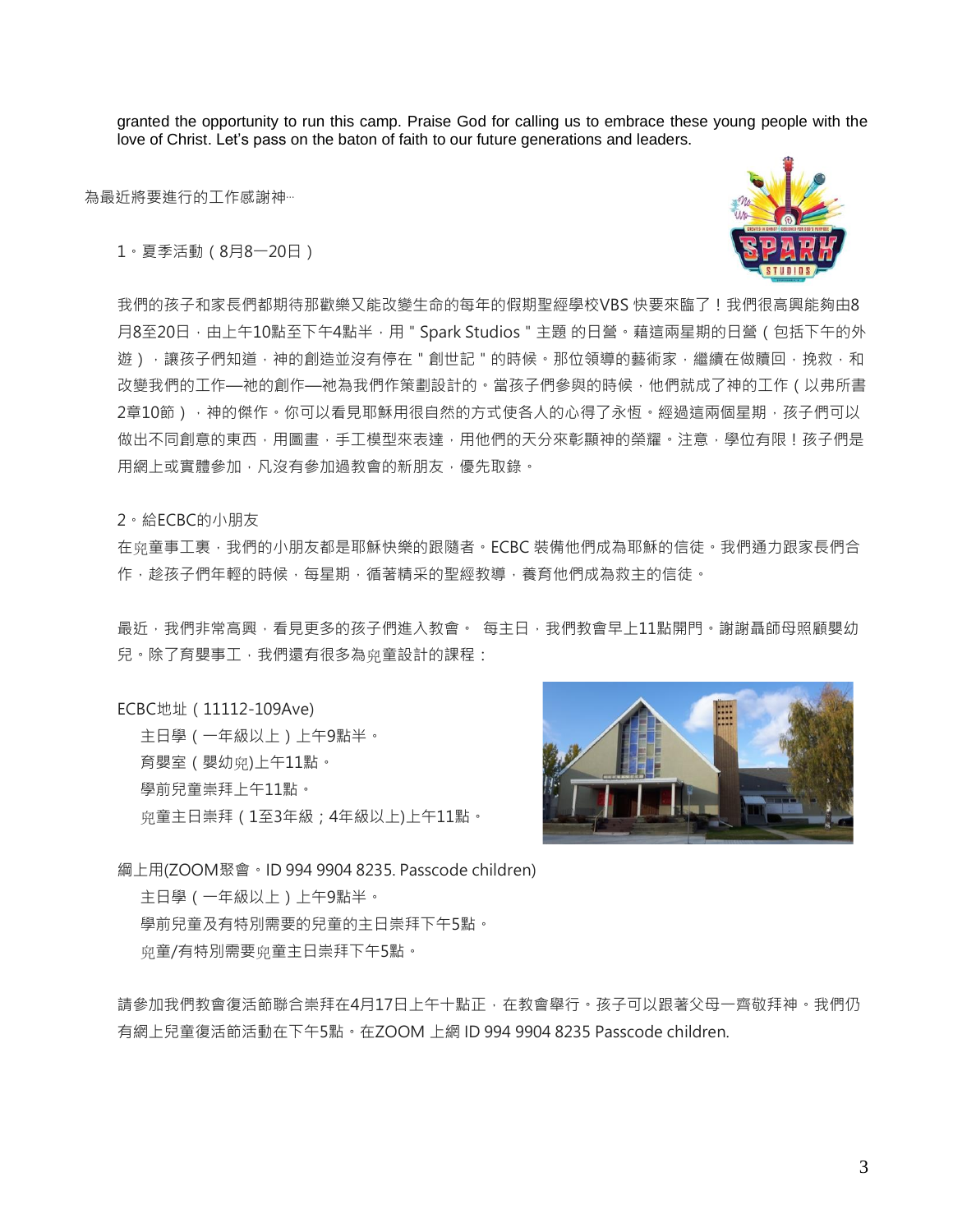granted the opportunity to run this camp. Praise God for calling us to embrace these young people with the love of Christ. Let's pass on the baton of faith to our future generations and leaders.

為最近將要進行的工作感謝神…

1。夏季活動（8月8—20日）

我們的孩子和家長們都期待那歡樂又能改變生命的每年的假期聖經學校VBS 快要來臨了！我們很高興能夠由8月8至20日，由上午10點至下午4點半，用＂Spark Studios＂主題 的日營。藉這兩星期的日營（包括下午的外遊），讓孩子們知道，神的創造並沒有停在＂創世記＂的時候。那位領導的藝術家，繼續在做贖回，挽救，和改變我們的工作—祂的創作—祂為我們作策劃設計的。當孩子們參與的時候，他們就成了神的工作（以弗所書2章10節），神的傑作。你可以看見耶穌用很自然的方式使各人的心得了永恆。經過這兩個星期，孩子們可以做出不同創意的東西，用圖畫，手工模型來表達，用他們的天分來彰顯神的榮耀。注意，學位有限！孩子們是用網上或實體參加，凡沒有參加過教會的新朋友，優先取錄。

2。給ECBC的小朋友

在兒童事工裏，我們的小朋友都是耶穌快樂的跟隨者。ECBC 裝備他們成為耶穌的信徒。我們通力跟家長們合作，趁孩子們年輕的時候，每星期，循著精采的聖經教導，養育他們成為救主的信徒。

最近，我們非常高興，看見更多的孩子們進入教會。 每主日，我們教會早上11點開門。謝謝聶師母照顧嬰幼兒。除了育嬰事工，我們還有很多為兒童設計的課程：

ECBC地址（11112-109Ave)

- 主日學（一年級以上）上午9點半。
- 育嬰室（嬰幼兒)上午11點。
- 學前兒童崇拜上午11點。
- 兒童主日崇拜（1至3年級；4年級以上)上午11點。

網上用(ZOOM聚會。ID 994 9904 8235. Passcode children)

- 主日學（一年級以上）上午9點半。
- 學前兒童及有特別需要的兒童的主日崇拜下午5點。
- 兒童/有特別需要兒童主日崇拜下午5點。

請參加我們教會復活節聯合崇拜在4月17日上午十點正，在教會舉行。孩子可以跟著父母一齊敬拜神。我們仍有網上兒童復活節活動在下午5點。在ZOOM 上網 ID 994 9904 8235 Passcode children.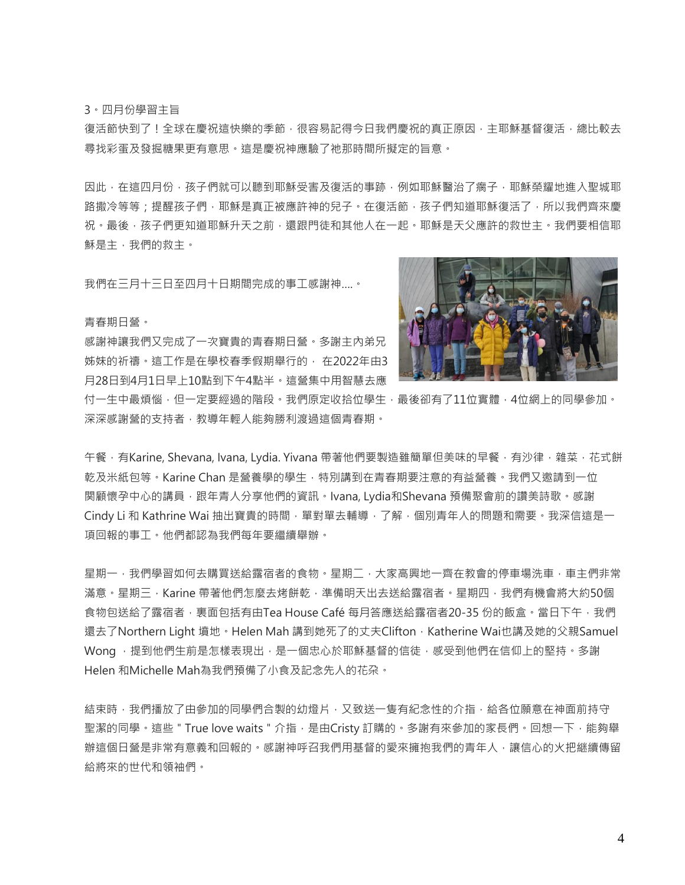3。四月份學習主旨

復活節快到了！全球在慶祝這快樂的季節，很容易記得今日我們慶祝的真正原因，主耶穌基督復活，總比較去尋找彩蛋及發掘糖果更有意思。這是慶祝神應驗了祂那時間所擬定的旨意。

因此，在這四月份，孩子們就可以聽到耶穌受害及復活的事跡，例如耶穌醫治了瘸子，耶穌榮耀地進入聖城耶路撒冷等等；提醒孩子們，耶穌是真正被應許神的兒子。在復活節，孩子們知道耶穌復活了，所以我們齊來慶祝。最後，孩子們更知道耶穌升天之前，還跟門徒和其他人在一起。耶穌是天父應許的救世主。我們要相信耶穌是主，我們的救主。

我們在三月十三日至四月十日期間完成的事工感謝神….。

青春期日營。

感謝神讓我們又完成了一次寶貴的青春期日營。多謝主內弟兄姊妹的祈禱。這工作是在學校春季假期舉行的， 在2022年由3月28日到4月1日早上10點到下午4點半。這營集中用智慧去應付一生中最煩惱，但一定要經過的階段。我們原定收拾位學生，最後卻有了11位實體，4位網上的同學參加。深深感謝營的支持者，教導年輕人能夠勝利渡過這個青春期。

午餐，有Karine, Shevana, Ivana, Lydia. Yivana 帶著他們要製造雖簡單但美味的早餐，有沙律，雜菜，花式餅乾及米紙包等。Karine Chan 是營養學的學生，特別講到在青春期要注意的有益營養。我們又邀請到一位關顧懷孕中心的講員，跟年青人分享他們的資訊。Ivana, Lydia和Shevana 預備聚會前的讚美詩歌。感謝 Cindy Li 和 Kathrine Wai 抽出寶貴的時間，單對單去輔導，了解，個別青年人的問題和需要。我深信這是一項回報的事工。他們都認為我們每年要繼續舉辦。

星期一，我們學習如何去購買送給露宿者的食物。星期二，大家高興地一齊在教會的停車場洗車，車主們非常滿意。星期三，Karine 帶著他們怎麼去烤餅乾，準備明天出去送給露宿者。星期四，我們有機會將大約50個食物包送給了露宿者，裏面包括有由Tea House Café 每月答應送給露宿者20-35 份的飯盒。當日下午，我們還去了Northern Light 墳地。Helen Mah 講到她死了的丈夫Clifton，Katherine Wai也講及她的父親Samuel Wong ，提到他們生前是怎樣表現出，是一個忠心於耶穌基督的信徒，感受到他們在信仰上的堅持。多謝 Helen 和Michelle Mah為我們預備了小食及記念先人的花朵。

結束時，我們播放了由參加的同學們合製的幼燈片，又致送一隻有紀念性的介指，給各位願意在神面前持守聖潔的同學。這些＂True love waits＂介指，是由Cristy 訂購的。多謝有來參加的家長們。回想一下，能夠舉辦這個日營是非常有意義和回報的。感謝神呼召我們用基督的愛來擁抱我們的青年人，讓信心的火把繼續傳留給將來的世代和領袖們。